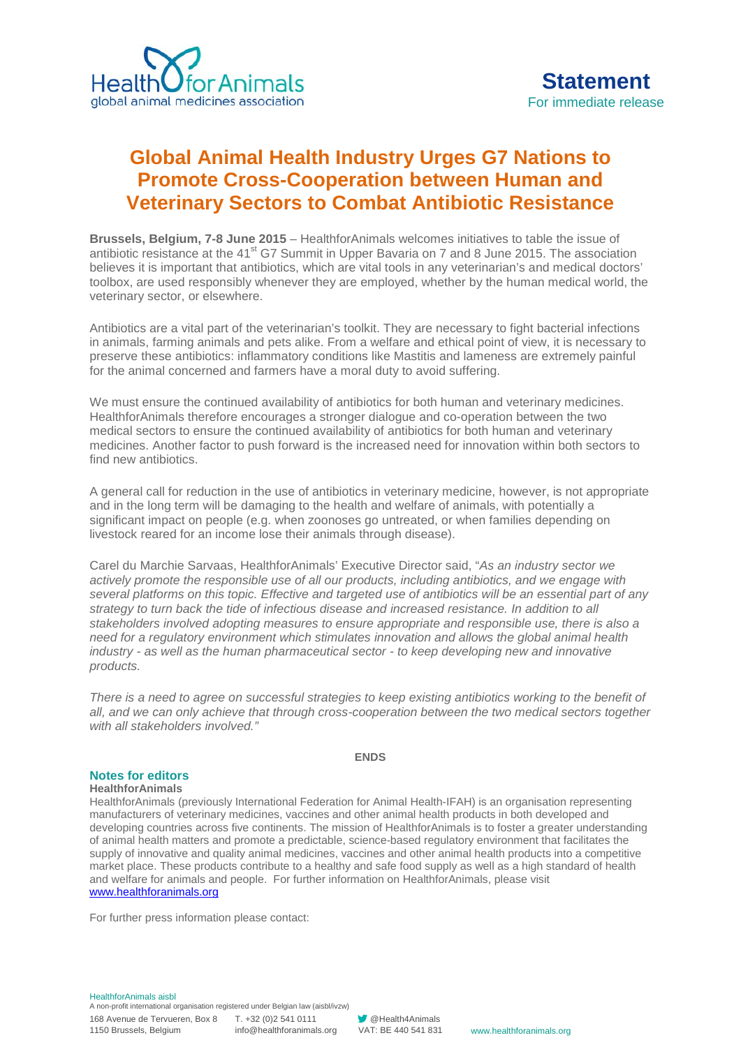HealthforAnimals
global animal medicines association

**Statement**
For immediate release

# Global Animal Health Industry Urges G7 Nations to Promote Cross-Cooperation between Human and Veterinary Sectors to Combat Antibiotic Resistance

**Brussels, Belgium, 7-8 June 2015** – HealthforAnimals welcomes initiatives to table the issue of antibiotic resistance at the 41st G7 Summit in Upper Bavaria on 7 and 8 June 2015. The association believes it is important that antibiotics, which are vital tools in any veterinarian's and medical doctors' toolbox, are used responsibly whenever they are employed, whether by the human medical world, the veterinary sector, or elsewhere.

Antibiotics are a vital part of the veterinarian's toolkit. They are necessary to fight bacterial infections in animals, farming animals and pets alike. From a welfare and ethical point of view, it is necessary to preserve these antibiotics: inflammatory conditions like Mastitis and lameness are extremely painful for the animal concerned and farmers have a moral duty to avoid suffering.

We must ensure the continued availability of antibiotics for both human and veterinary medicines. HealthforAnimals therefore encourages a stronger dialogue and co-operation between the two medical sectors to ensure the continued availability of antibiotics for both human and veterinary medicines. Another factor to push forward is the increased need for innovation within both sectors to find new antibiotics.

A general call for reduction in the use of antibiotics in veterinary medicine, however, is not appropriate and in the long term will be damaging to the health and welfare of animals, with potentially a significant impact on people (e.g. when zoonoses go untreated, or when families depending on livestock reared for an income lose their animals through disease).

Carel du Marchie Sarvaas, HealthforAnimals' Executive Director said, "*As an industry sector we actively promote the responsible use of all our products, including antibiotics, and we engage with several platforms on this topic. Effective and targeted use of antibiotics will be an essential part of any strategy to turn back the tide of infectious disease and increased resistance. In addition to all stakeholders involved adopting measures to ensure appropriate and responsible use, there is also a need for a regulatory environment which stimulates innovation and allows the global animal health industry - as well as the human pharmaceutical sector - to keep developing new and innovative products.*

*There is a need to agree on successful strategies to keep existing antibiotics working to the benefit of all, and we can only achieve that through cross-cooperation between the two medical sectors together with all stakeholders involved.*"

**ENDS**

## Notes for editors

**HealthforAnimals**

HealthforAnimals (previously International Federation for Animal Health-IFAH) is an organisation representing manufacturers of veterinary medicines, vaccines and other animal health products in both developed and developing countries across five continents. The mission of HealthforAnimals is to foster a greater understanding of animal health matters and promote a predictable, science-based regulatory environment that facilitates the supply of innovative and quality animal medicines, vaccines and other animal health products into a competitive market place. These products contribute to a healthy and safe food supply as well as a high standard of health and welfare for animals and people. For further information on HealthforAnimals, please visit www.healthforanimals.org

For further press information please contact:

HealthforAnimals aisbl
A non-profit international organisation registered under Belgian law (aisbl/ivzw)
168 Avenue de Tervueren, Box 8, 1150 Brussels, Belgium
T. +32 (0)2 541 0111, info@healthforanimals.org
@Health4Animals, VAT: BE 440 541 831
www.healthforanimals.org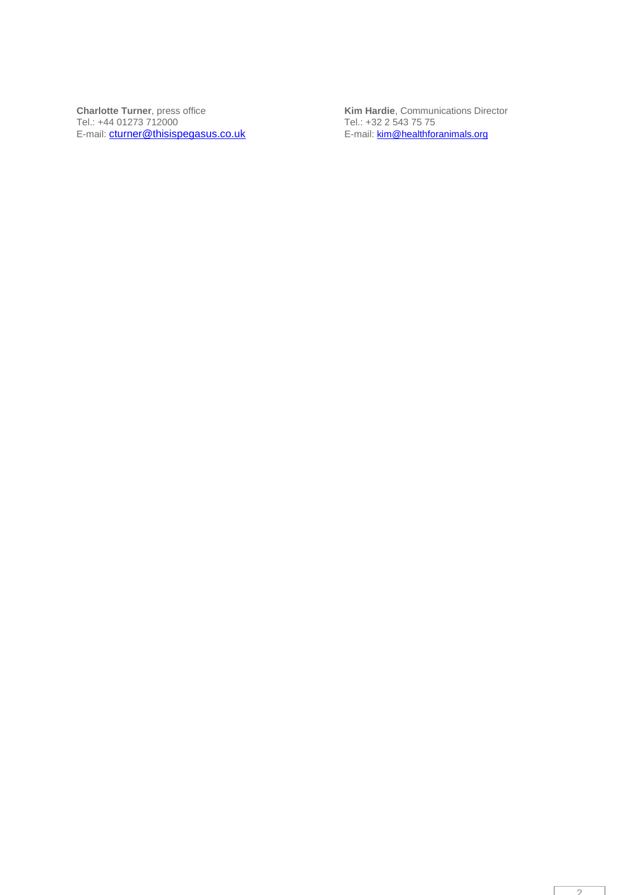**Charlotte Turner**, press office
Tel.: +44 01273 712000
E-mail: cturner@thisispegasus.co.uk

**Kim Hardie**, Communications Director
Tel.: +32 2 543 75 75
E-mail: kim@healthforanimals.org